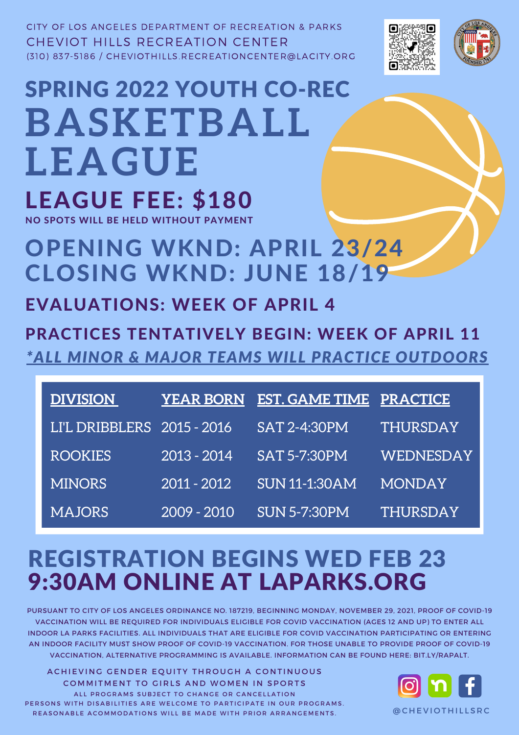CITY OF LOS ANGELES DEPARTMENT OF RECREATION & PARKS
CHEVIOT HILLS RECREATION CENTER
(310) 837-5186 / CHEVIOTHILLS.RECREATIONCENTER@LACITY.ORG

# SPRING 2022 YOUTH CO-REC BASKETBALL LEAGUE

## LEAGUE FEE: $180

**NO SPOTS WILL BE HELD WITHOUT PAYMENT**

## OPENING WKND: APRIL 23/24
## CLOSING WKND: JUNE 18/19

### EVALUATIONS: WEEK OF APRIL 4

### PRACTICES TENTATIVELY BEGIN: WEEK OF APRIL 11

***ALL MINOR & MAJOR TEAMS WILL PRACTICE OUTDOORS***

| DIVISION | YEAR BORN | EST. GAME TIME | PRACTICE |
|---|---|---|---|
| LI'L DRIBBLERS | 2015 - 2016 | SAT 2-4:30PM | THURSDAY |
| ROOKIES | 2013 - 2014 | SAT 5-7:30PM | WEDNESDAY |
| MINORS | 2011 - 2012 | SUN 11-1:30AM | MONDAY |
| MAJORS | 2009 - 2010 | SUN 5-7:30PM | THURSDAY |

## REGISTRATION BEGINS WED FEB 23 9:30AM ONLINE AT LAPARKS.ORG

PURSUANT TO CITY OF LOS ANGELES ORDINANCE NO. 187219, BEGINNING MONDAY, NOVEMBER 29, 2021, PROOF OF COVID-19 VACCINATION WILL BE REQUIRED FOR INDIVIDUALS ELIGIBLE FOR COVID VACCINATION (AGES 12 AND UP) TO ENTER ALL INDOOR LA PARKS FACILITIES. ALL INDIVIDUALS THAT ARE ELIGIBLE FOR COVID VACCINATION PARTICIPATING OR ENTERING AN INDOOR FACILITY MUST SHOW PROOF OF COVID-19 VACCINATION. FOR THOSE UNABLE TO PROVIDE PROOF OF COVID-19 VACCINATION, ALTERNATIVE PROGRAMMING IS AVAILABLE. INFORMATION CAN BE FOUND HERE: BIT.LY/RAPALT.

ACHIEVING GENDER EQUITY THROUGH A CONTINUOUS COMMITMENT TO GIRLS AND WOMEN IN SPORTS
ALL PROGRAMS SUBJECT TO CHANGE OR CANCELLATION
PERSONS WITH DISABILITIES ARE WELCOME TO PARTICIPATE IN OUR PROGRAMS.
REASONABLE ACOMMODATIONS WILL BE MADE WITH PRIOR ARRANGEMENTS.

@CHEVIOTHILLSRC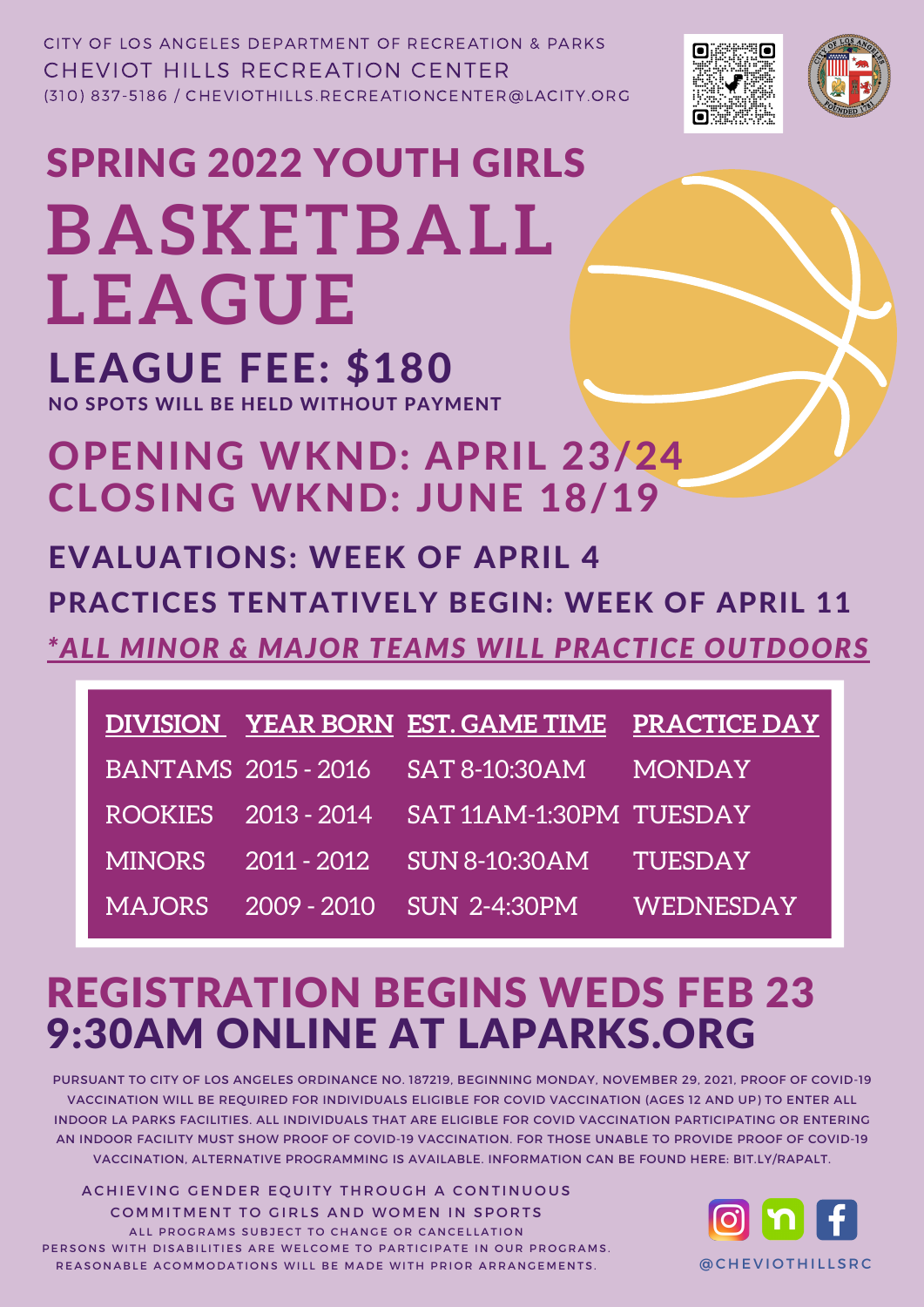CITY OF LOS ANGELES DEPARTMENT OF RECREATION & PARKS
CHEVIOT HILLS RECREATION CENTER
(310) 837-5186 / CHEVIOTHILLS.RECREATIONCENTER@LACITY.ORG

## SPRING 2022 YOUTH GIRLS

# BASKETBALL LEAGUE

## LEAGUE FEE: $180

**NO SPOTS WILL BE HELD WITHOUT PAYMENT**

## OPENING WKND: APRIL 23/24
## CLOSING WKND: JUNE 18/19

### EVALUATIONS: WEEK OF APRIL 4

### PRACTICES TENTATIVELY BEGIN: WEEK OF APRIL 11

*\*ALL MINOR & MAJOR TEAMS WILL PRACTICE OUTDOORS*

| DIVISION | YEAR BORN | EST. GAME TIME | PRACTICE DAY |
|---|---|---|---|
| BANTAMS | 2015 - 2016 | SAT 8-10:30AM | MONDAY |
| ROOKIES | 2013 - 2014 | SAT 11AM-1:30PM | TUESDAY |
| MINORS | 2011 - 2012 | SUN 8-10:30AM | TUESDAY |
| MAJORS | 2009 - 2010 | SUN 2-4:30PM | WEDNESDAY |

## REGISTRATION BEGINS WEDS FEB 23
## 9:30AM ONLINE AT LAPARKS.ORG

PURSUANT TO CITY OF LOS ANGELES ORDINANCE NO. 187219, BEGINNING MONDAY, NOVEMBER 29, 2021, PROOF OF COVID-19 VACCINATION WILL BE REQUIRED FOR INDIVIDUALS ELIGIBLE FOR COVID VACCINATION (AGES 12 AND UP) TO ENTER ALL INDOOR LA PARKS FACILITIES. ALL INDIVIDUALS THAT ARE ELIGIBLE FOR COVID VACCINATION PARTICIPATING OR ENTERING AN INDOOR FACILITY MUST SHOW PROOF OF COVID-19 VACCINATION. FOR THOSE UNABLE TO PROVIDE PROOF OF COVID-19 VACCINATION, ALTERNATIVE PROGRAMMING IS AVAILABLE. INFORMATION CAN BE FOUND HERE: BIT.LY/RAPALT.

ACHIEVING GENDER EQUITY THROUGH A CONTINUOUS COMMITMENT TO GIRLS AND WOMEN IN SPORTS

ALL PROGRAMS SUBJECT TO CHANGE OR CANCELLATION

PERSONS WITH DISABILITIES ARE WELCOME TO PARTICIPATE IN OUR PROGRAMS. REASONABLE ACOMMODATIONS WILL BE MADE WITH PRIOR ARRANGEMENTS.

@CHEVIOTHILLSRC